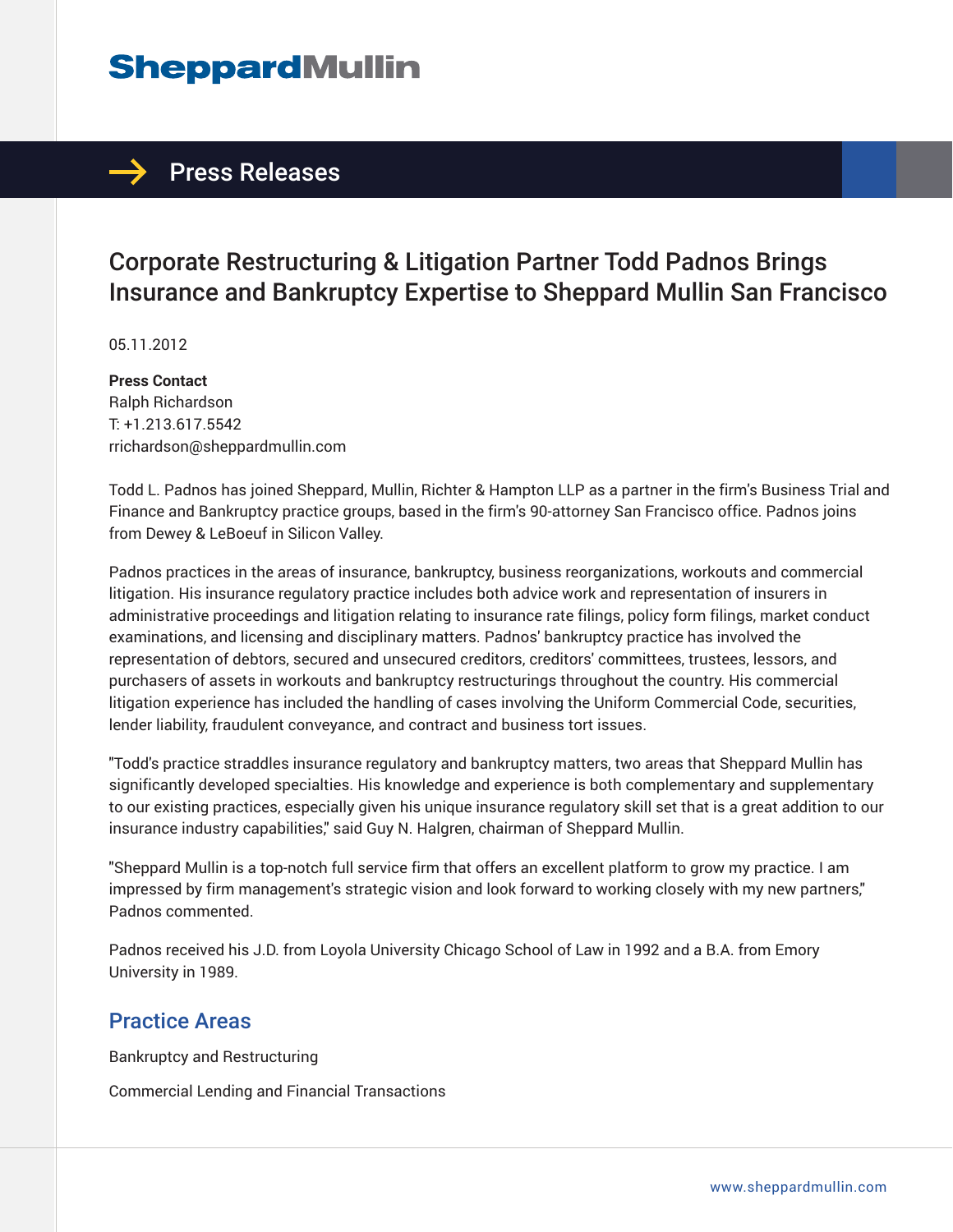# Sheppard Mullin

## Press Releases

# Corporate Restructuring & Litigation Partner Todd Padnos Brings Insurance and Bankruptcy Expertise to Sheppard Mullin San Francisco

05.11.2012

**Press Contact**
Ralph Richardson
T: +1.213.617.5542
rrichardson@sheppardmullin.com

Todd L. Padnos has joined Sheppard, Mullin, Richter & Hampton LLP as a partner in the firm's Business Trial and Finance and Bankruptcy practice groups, based in the firm's 90-attorney San Francisco office. Padnos joins from Dewey & LeBoeuf in Silicon Valley.

Padnos practices in the areas of insurance, bankruptcy, business reorganizations, workouts and commercial litigation. His insurance regulatory practice includes both advice work and representation of insurers in administrative proceedings and litigation relating to insurance rate filings, policy form filings, market conduct examinations, and licensing and disciplinary matters. Padnos' bankruptcy practice has involved the representation of debtors, secured and unsecured creditors, creditors' committees, trustees, lessors, and purchasers of assets in workouts and bankruptcy restructurings throughout the country. His commercial litigation experience has included the handling of cases involving the Uniform Commercial Code, securities, lender liability, fraudulent conveyance, and contract and business tort issues.

"Todd's practice straddles insurance regulatory and bankruptcy matters, two areas that Sheppard Mullin has significantly developed specialties. His knowledge and experience is both complementary and supplementary to our existing practices, especially given his unique insurance regulatory skill set that is a great addition to our insurance industry capabilities," said Guy N. Halgren, chairman of Sheppard Mullin.

"Sheppard Mullin is a top-notch full service firm that offers an excellent platform to grow my practice. I am impressed by firm management's strategic vision and look forward to working closely with my new partners," Padnos commented.

Padnos received his J.D. from Loyola University Chicago School of Law in 1992 and a B.A. from Emory University in 1989.

## Practice Areas

Bankruptcy and Restructuring

Commercial Lending and Financial Transactions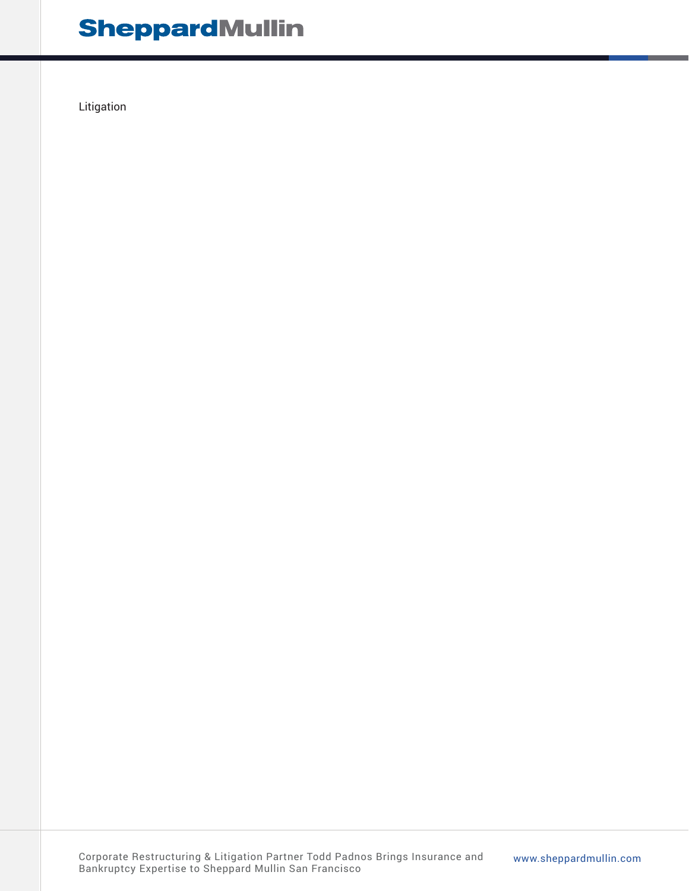Litigation